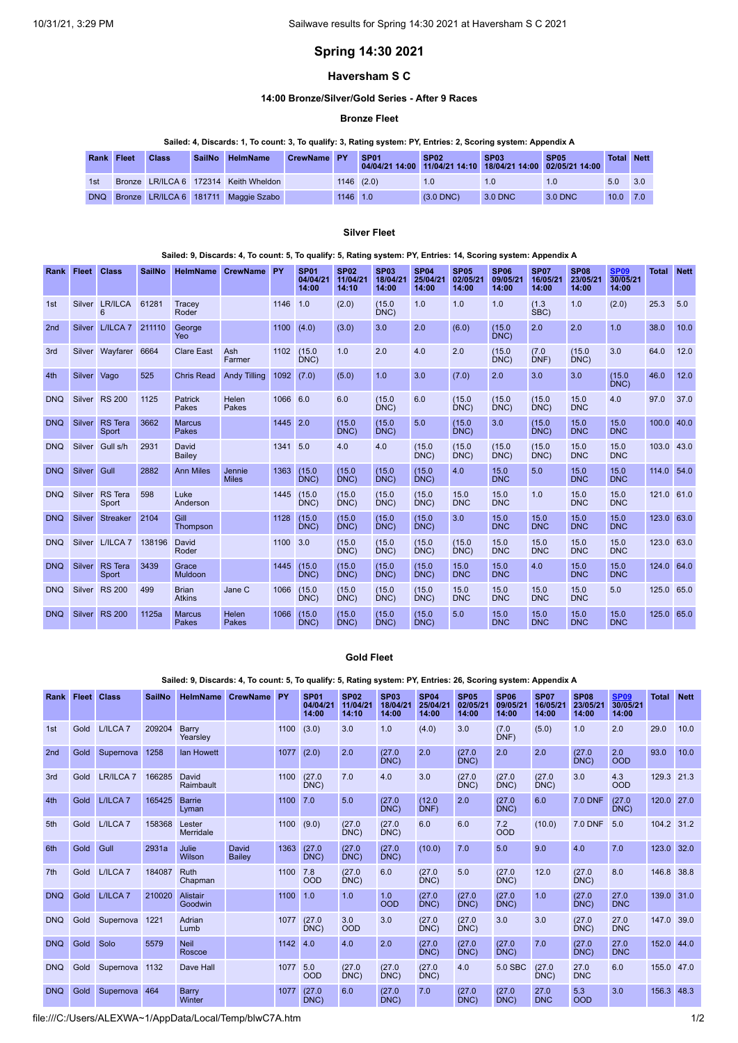# Spring 14:30 2021

## Haversham S C

### 14:00 Bronze/Silver/Gold Series - After 9 Races

#### Bronze Fleet

**Sailed: 4, Discards: 1, To count: 3, To qualify: 3, Rating system: PY, Entries: 2, Scoring system: Appendix A**

| Rank | Fleet | Class | SailNo | HelmName | CrewName | PY | SP01 04/04/21 14:00 | SP02 11/04/21 14:10 | SP03 18/04/21 14:00 | SP05 02/05/21 14:00 | Total | Nett |
|---|---|---|---|---|---|---|---|---|---|---|---|---|
| 1st | Bronze | LR/ILCA 6 | 172314 | Keith Wheldon | | 1146 | (2.0) | 1.0 | 1.0 | 1.0 | 5.0 | 3.0 |
| DNQ | Bronze | LR/ILCA 6 | 181711 | Maggie Szabo | | 1146 | 1.0 | (3.0 DNC) | 3.0 DNC | 3.0 DNC | 10.0 | 7.0 |

#### Silver Fleet

**Sailed: 9, Discards: 4, To count: 5, To qualify: 5, Rating system: PY, Entries: 14, Scoring system: Appendix A**

| Rank | Fleet | Class | SailNo | HelmName | CrewName | PY | SP01 04/04/21 14:00 | SP02 11/04/21 14:10 | SP03 18/04/21 14:00 | SP04 25/04/21 14:00 | SP05 02/05/21 14:00 | SP06 09/05/21 14:00 | SP07 16/05/21 14:00 | SP08 23/05/21 14:00 | SP09 30/05/21 14:00 | Total | Nett |
|---|---|---|---|---|---|---|---|---|---|---|---|---|---|---|---|---|---|
| 1st | Silver | LR/ILCA 6 | 61281 | Tracey Roder | | 1146 | 1.0 | (2.0) | (15.0 DNC) | 1.0 | 1.0 | 1.0 | (1.3 SBC) | 1.0 | (2.0) | 25.3 | 5.0 |
| 2nd | Silver | L/ILCA 7 | 211110 | George Yeo | | 1100 | (4.0) | (3.0) | 3.0 | 2.0 | (6.0) | (15.0 DNC) | 2.0 | 2.0 | 1.0 | 38.0 | 10.0 |
| 3rd | Silver | Wayfarer | 6664 | Clare East | Ash Farmer | 1102 | (15.0 DNC) | 1.0 | 2.0 | 4.0 | 2.0 | (15.0 DNC) | (7.0 DNF) | (15.0 DNC) | 3.0 | 64.0 | 12.0 |
| 4th | Silver | Vago | 525 | Chris Read | Andy Tilling | 1092 | (7.0) | (5.0) | 1.0 | 3.0 | (7.0) | 2.0 | 3.0 | 3.0 | (15.0 DNC) | 46.0 | 12.0 |
| DNQ | Silver | RS 200 | 1125 | Patrick Pakes | Helen Pakes | 1066 | 6.0 | 6.0 | (15.0 DNC) | 6.0 | (15.0 DNC) | (15.0 DNC) | (15.0 DNC) | 15.0 DNC | 4.0 | 97.0 | 37.0 |
| DNQ | Silver | RS Tera Sport | 3662 | Marcus Pakes | | 1445 | 2.0 | (15.0 DNC) | (15.0 DNC) | 5.0 | (15.0 DNC) | 3.0 | (15.0 DNC) | 15.0 DNC | 15.0 DNC | 100.0 | 40.0 |
| DNQ | Silver | Gull s/h | 2931 | David Bailey | | 1341 | 5.0 | 4.0 | 4.0 | (15.0 DNC) | (15.0 DNC) | (15.0 DNC) | (15.0 DNC) | 15.0 DNC | 15.0 DNC | 103.0 | 43.0 |
| DNQ | Silver | Gull | 2882 | Ann Miles | Jennie Miles | 1363 | (15.0 DNC) | (15.0 DNC) | (15.0 DNC) | (15.0 DNC) | 4.0 | 15.0 DNC | 5.0 | 15.0 DNC | 15.0 DNC | 114.0 | 54.0 |
| DNQ | Silver | RS Tera Sport | 598 | Luke Anderson | | 1445 | (15.0 DNC) | (15.0 DNC) | (15.0 DNC) | (15.0 DNC) | 15.0 DNC | 15.0 DNC | 1.0 | 15.0 DNC | 15.0 DNC | 121.0 | 61.0 |
| DNQ | Silver | Streaker | 2104 | Gill Thompson | | 1128 | (15.0 DNC) | (15.0 DNC) | (15.0 DNC) | (15.0 DNC) | 3.0 | 15.0 DNC | 15.0 DNC | 15.0 DNC | 15.0 DNC | 123.0 | 63.0 |
| DNQ | Silver | L/ILCA 7 | 138196 | David Roder | | 1100 | 3.0 | (15.0 DNC) | (15.0 DNC) | (15.0 DNC) | (15.0 DNC) | 15.0 DNC | 15.0 DNC | 15.0 DNC | 15.0 DNC | 123.0 | 63.0 |
| DNQ | Silver | RS Tera Sport | 3439 | Grace Muldoon | | 1445 | (15.0 DNC) | (15.0 DNC) | (15.0 DNC) | (15.0 DNC) | 15.0 DNC | 15.0 DNC | 4.0 | 15.0 DNC | 15.0 DNC | 124.0 | 64.0 |
| DNQ | Silver | RS 200 | 499 | Brian Atkins | Jane C | 1066 | (15.0 DNC) | (15.0 DNC) | (15.0 DNC) | (15.0 DNC) | 15.0 DNC | 15.0 DNC | 15.0 DNC | 15.0 DNC | 5.0 | 125.0 | 65.0 |
| DNQ | Silver | RS 200 | 1125a | Marcus Pakes | Helen Pakes | 1066 | (15.0 DNC) | (15.0 DNC) | (15.0 DNC) | (15.0 DNC) | 5.0 | 15.0 DNC | 15.0 DNC | 15.0 DNC | 15.0 DNC | 125.0 | 65.0 |

#### Gold Fleet

**Sailed: 9, Discards: 4, To count: 5, To qualify: 5, Rating system: PY, Entries: 26, Scoring system: Appendix A**

| Rank | Fleet | Class | SailNo | HelmName | CrewName | PY | SP01 04/04/21 14:00 | SP02 11/04/21 14:10 | SP03 18/04/21 14:00 | SP04 25/04/21 14:00 | SP05 02/05/21 14:00 | SP06 09/05/21 14:00 | SP07 16/05/21 14:00 | SP08 23/05/21 14:00 | SP09 30/05/21 14:00 | Total | Nett |
|---|---|---|---|---|---|---|---|---|---|---|---|---|---|---|---|---|---|
| 1st | Gold | L/ILCA 7 | 209204 | Barry Yearsley | | 1100 | (3.0) | 3.0 | 1.0 | (4.0) | 3.0 | (7.0 DNF) | (5.0) | 1.0 | 2.0 | 29.0 | 10.0 |
| 2nd | Gold | Supernova | 1258 | Ian Howett | | 1077 | (2.0) | 2.0 | (27.0 DNC) | 2.0 | (27.0 DNC) | 2.0 | 2.0 | (27.0 DNC) | 2.0 OOD | 93.0 | 10.0 |
| 3rd | Gold | LR/ILCA 7 | 166285 | David Raimbault | | 1100 | (27.0 DNC) | 7.0 | 4.0 | 3.0 | (27.0 DNC) | (27.0 DNC) | (27.0 DNC) | 3.0 | 4.3 OOD | 129.3 | 21.3 |
| 4th | Gold | L/ILCA 7 | 165425 | Barrie Lyman | | 1100 | 7.0 | 5.0 | (27.0 DNC) | (12.0 DNF) | 2.0 | (27.0 DNC) | 6.0 | 7.0 DNF | (27.0 DNC) | 120.0 | 27.0 |
| 5th | Gold | L/ILCA 7 | 158368 | Lester Merridale | | 1100 | (9.0) | (27.0 DNC) | (27.0 DNC) | 6.0 | 6.0 | 7.2 OOD | (10.0) | 7.0 DNF | 5.0 | 104.2 | 31.2 |
| 6th | Gold | Gull | 2931a | Julie Wilson | David Bailey | 1363 | (27.0 DNC) | (27.0 DNC) | (27.0 DNC) | (10.0) | 7.0 | 5.0 | 9.0 | 4.0 | 7.0 | 123.0 | 32.0 |
| 7th | Gold | L/ILCA 7 | 184087 | Ruth Chapman | | 1100 | 7.8 OOD | (27.0 DNC) | 6.0 | (27.0 DNC) | 5.0 | (27.0 DNC) | 12.0 | (27.0 DNC) | 8.0 | 146.8 | 38.8 |
| DNQ | Gold | L/ILCA 7 | 210020 | Alistair Goodwin | | 1100 | 1.0 | 1.0 | 1.0 OOD | (27.0 DNC) | (27.0 DNC) | (27.0 DNC) | 1.0 | (27.0 DNC) | 27.0 DNC | 139.0 | 31.0 |
| DNQ | Gold | Supernova | 1221 | Adrian Lumb | | 1077 | (27.0 DNC) | 3.0 OOD | 3.0 | (27.0 DNC) | (27.0 DNC) | 3.0 | 3.0 | (27.0 DNC) | 27.0 DNC | 147.0 | 39.0 |
| DNQ | Gold | Solo | 5579 | Neil Roscoe | | 1142 | 4.0 | 4.0 | 2.0 | (27.0 DNC) | (27.0 DNC) | (27.0 DNC) | 7.0 | (27.0 DNC) | 27.0 DNC | 152.0 | 44.0 |
| DNQ | Gold | Supernova | 1132 | Dave Hall | | 1077 | 5.0 OOD | (27.0 DNC) | (27.0 DNC) | (27.0 DNC) | 4.0 | 5.0 SBC | (27.0 DNC) | 27.0 DNC | 6.0 | 155.0 | 47.0 |
| DNQ | Gold | Supernova | 464 | Barry Winter | | 1077 | (27.0 DNC) | 6.0 | (27.0 DNC) | 7.0 | (27.0 DNC) | (27.0 DNC) | 27.0 DNC | 5.3 OOD | 3.0 | 156.3 | 48.3 |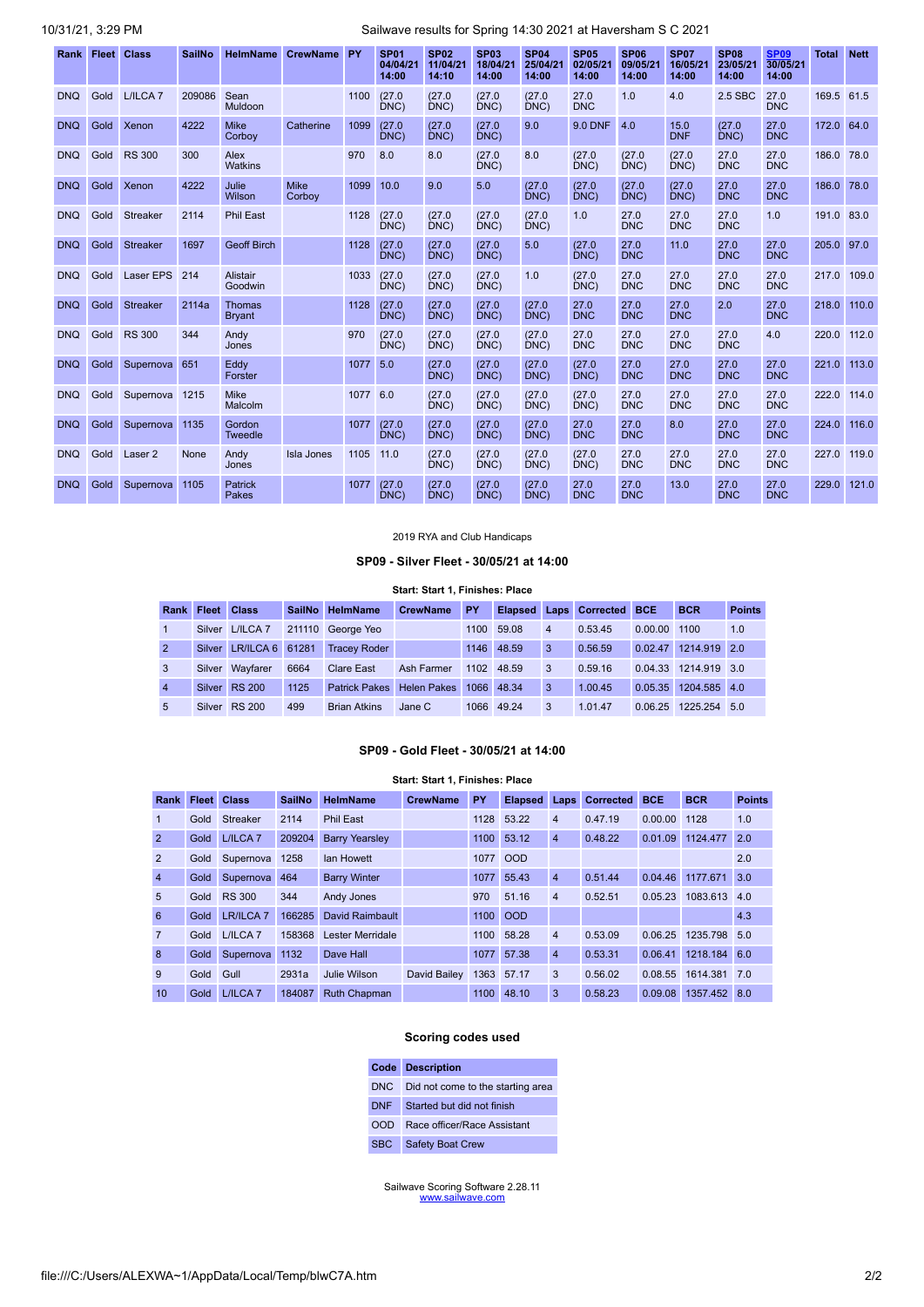| Rank | Fleet | Class | SailNo | HelmName | CrewName | PY | SP01 04/04/21 14:00 | SP02 11/04/21 14:10 | SP03 18/04/21 14:00 | SP04 25/04/21 14:00 | SP05 02/05/21 14:00 | SP06 09/05/21 14:00 | SP07 16/05/21 14:00 | SP08 23/05/21 14:00 | SP09 30/05/21 14:00 | Total | Nett |
|---|---|---|---|---|---|---|---|---|---|---|---|---|---|---|---|---|---|
| DNQ | Gold | L/ILCA 7 | 209086 | Sean Muldoon | | 1100 | (27.0 DNC) | (27.0 DNC) | (27.0 DNC) | (27.0 DNC) | 27.0 DNC | 1.0 | 4.0 | 2.5 SBC | 27.0 DNC | 169.5 | 61.5 |
| DNQ | Gold | Xenon | 4222 | Mike Corboy | Catherine | 1099 | (27.0 DNC) | (27.0 DNC) | (27.0 DNC) | 9.0 | 9.0 DNF | 4.0 | 15.0 DNF | (27.0 DNC) | 27.0 DNC | 172.0 | 64.0 |
| DNQ | Gold | RS 300 | 300 | Alex Watkins | | 970 | 8.0 | 8.0 | (27.0 DNC) | 8.0 | (27.0 DNC) | (27.0 DNC) | (27.0 DNC) | 27.0 DNC | 27.0 DNC | 186.0 | 78.0 |
| DNQ | Gold | Xenon | 4222 | Julie Wilson | Mike Corboy | 1099 | 10.0 | 9.0 | 5.0 | (27.0 DNC) | (27.0 DNC) | (27.0 DNC) | (27.0 DNC) | 27.0 DNC | 27.0 DNC | 186.0 | 78.0 |
| DNQ | Gold | Streaker | 2114 | Phil East | | 1128 | (27.0 DNC) | (27.0 DNC) | (27.0 DNC) | (27.0 DNC) | 1.0 | 27.0 DNC | 27.0 DNC | 27.0 DNC | 1.0 | 191.0 | 83.0 |
| DNQ | Gold | Streaker | 1697 | Geoff Birch | | 1128 | (27.0 DNC) | (27.0 DNC) | (27.0 DNC) | 5.0 | (27.0 DNC) | 27.0 DNC | 11.0 | 27.0 DNC | 27.0 DNC | 205.0 | 97.0 |
| DNQ | Gold | Laser EPS | 214 | Alistair Goodwin | | 1033 | (27.0 DNC) | (27.0 DNC) | (27.0 DNC) | 1.0 | (27.0 DNC) | 27.0 DNC | 27.0 DNC | 27.0 DNC | 27.0 DNC | 217.0 | 109.0 |
| DNQ | Gold | Streaker | 2114a | Thomas Bryant | | 1128 | (27.0 DNC) | (27.0 DNC) | (27.0 DNC) | (27.0 DNC) | 27.0 DNC | 27.0 DNC | 27.0 DNC | 2.0 | 27.0 DNC | 218.0 | 110.0 |
| DNQ | Gold | RS 300 | 344 | Andy Jones | | 970 | (27.0 DNC) | (27.0 DNC) | (27.0 DNC) | (27.0 DNC) | 27.0 DNC | 27.0 DNC | 27.0 DNC | 27.0 DNC | 4.0 | 220.0 | 112.0 |
| DNQ | Gold | Supernova | 651 | Eddy Forster | | 1077 | 5.0 | (27.0 DNC) | (27.0 DNC) | (27.0 DNC) | (27.0 DNC) | 27.0 DNC | 27.0 DNC | 27.0 DNC | 27.0 DNC | 221.0 | 113.0 |
| DNQ | Gold | Supernova | 1215 | Mike Malcolm | | 1077 | 6.0 | (27.0 DNC) | (27.0 DNC) | (27.0 DNC) | (27.0 DNC) | 27.0 DNC | 27.0 DNC | 27.0 DNC | 27.0 DNC | 222.0 | 114.0 |
| DNQ | Gold | Supernova | 1135 | Gordon Tweedle | | 1077 | (27.0 DNC) | (27.0 DNC) | (27.0 DNC) | (27.0 DNC) | 27.0 DNC | 27.0 DNC | 8.0 | 27.0 DNC | 27.0 DNC | 224.0 | 116.0 |
| DNQ | Gold | Laser 2 | None | Andy Jones | Isla Jones | 1105 | 11.0 | (27.0 DNC) | (27.0 DNC) | (27.0 DNC) | (27.0 DNC) | 27.0 DNC | 27.0 DNC | 27.0 DNC | 27.0 DNC | 227.0 | 119.0 |
| DNQ | Gold | Supernova | 1105 | Patrick Pakes | | 1077 | (27.0 DNC) | (27.0 DNC) | (27.0 DNC) | (27.0 DNC) | 27.0 DNC | 27.0 DNC | 13.0 | 27.0 DNC | 27.0 DNC | 229.0 | 121.0 |

2019 RYA and Club Handicaps

### SP09 - Silver Fleet - 30/05/21 at 14:00

**Start: Start 1, Finishes: Place**

| Rank | Fleet | Class | SailNo | HelmName | CrewName | PY | Elapsed | Laps | Corrected | BCE | BCR | Points |
|---|---|---|---|---|---|---|---|---|---|---|---|---|
| 1 | Silver | L/ILCA 7 | 211110 | George Yeo | | 1100 | 59.08 | 4 | 0.53.45 | 0.00.00 | 1100 | 1.0 |
| 2 | Silver | LR/ILCA 6 | 61281 | Tracey Roder | | 1146 | 48.59 | 3 | 0.56.59 | 0.02.47 | 1214.919 | 2.0 |
| 3 | Silver | Wayfarer | 6664 | Clare East | Ash Farmer | 1102 | 48.59 | 3 | 0.59.16 | 0.04.33 | 1214.919 | 3.0 |
| 4 | Silver | RS 200 | 1125 | Patrick Pakes | Helen Pakes | 1066 | 48.34 | 3 | 1.00.45 | 0.05.35 | 1204.585 | 4.0 |
| 5 | Silver | RS 200 | 499 | Brian Atkins | Jane C | 1066 | 49.24 | 3 | 1.01.47 | 0.06.25 | 1225.254 | 5.0 |

### SP09 - Gold Fleet - 30/05/21 at 14:00

**Start: Start 1, Finishes: Place**

| Rank | Fleet | Class | SailNo | HelmName | CrewName | PY | Elapsed | Laps | Corrected | BCE | BCR | Points |
|---|---|---|---|---|---|---|---|---|---|---|---|---|
| 1 | Gold | Streaker | 2114 | Phil East | | 1128 | 53.22 | 4 | 0.47.19 | 0.00.00 | 1128 | 1.0 |
| 2 | Gold | L/ILCA 7 | 209204 | Barry Yearsley | | 1100 | 53.12 | 4 | 0.48.22 | 0.01.09 | 1124.477 | 2.0 |
| 2 | Gold | Supernova | 1258 | Ian Howett | | 1077 | OOD | | | | | 2.0 |
| 4 | Gold | Supernova | 464 | Barry Winter | | 1077 | 55.43 | 4 | 0.51.44 | 0.04.46 | 1177.671 | 3.0 |
| 5 | Gold | RS 300 | 344 | Andy Jones | | 970 | 51.16 | 4 | 0.52.51 | 0.05.23 | 1083.613 | 4.0 |
| 6 | Gold | LR/ILCA 7 | 166285 | David Raimbault | | 1100 | OOD | | | | | 4.3 |
| 7 | Gold | L/ILCA 7 | 158368 | Lester Merridale | | 1100 | 58.28 | 4 | 0.53.09 | 0.06.25 | 1235.798 | 5.0 |
| 8 | Gold | Supernova | 1132 | Dave Hall | | 1077 | 57.38 | 4 | 0.53.31 | 0.06.41 | 1218.184 | 6.0 |
| 9 | Gold | Gull | 2931a | Julie Wilson | David Bailey | 1363 | 57.17 | 3 | 0.56.02 | 0.08.55 | 1614.381 | 7.0 |
| 10 | Gold | L/ILCA 7 | 184087 | Ruth Chapman | | 1100 | 48.10 | 3 | 0.58.23 | 0.09.08 | 1357.452 | 8.0 |

### Scoring codes used

| Code | Description |
|---|---|
| DNC | Did not come to the starting area |
| DNF | Started but did not finish |
| OOD | Race officer/Race Assistant |
| SBC | Safety Boat Crew |

Sailwave Scoring Software 2.28.11
www.sailwave.com